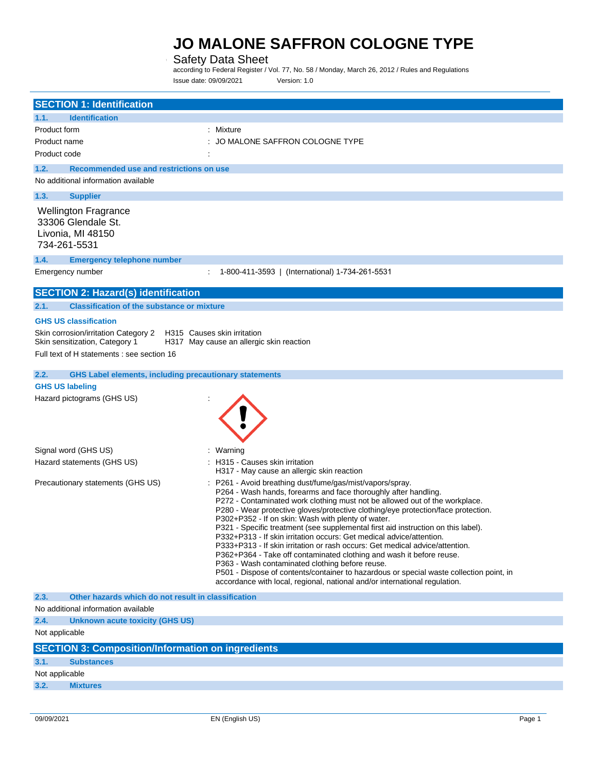# JO MALONE SAFFRON COLOGNE TYPE

Safety Data Sheet

according to Federal Register / Vol. 77, No. 58 / Monday, March 26, 2012 / Rules and Regulations

Issue date: 09/09/2021 Version: 1.0

## SECTION 1: Identification

### 1.1. Identification

Product form : Mixture

Product name : JO MALONE SAFFRON COLOGNE TYPE

Product code :

### 1.2. Recommended use and restrictions on use

No additional information available

### 1.3. Supplier

Wellington Fragrance
33306 Glendale St.
Livonia, MI 48150
734-261-5531

### 1.4. Emergency telephone number

Emergency number : 1-800-411-3593 | (International) 1-734-261-5531

## SECTION 2: Hazard(s) identification

### 2.1. Classification of the substance or mixture

**GHS US classification**

Skin corrosion/irritation Category 2 H315 Causes skin irritation
Skin sensitization, Category 1 H317 May cause an allergic skin reaction

Full text of H statements : see section 16

### 2.2. GHS Label elements, including precautionary statements

**GHS US labeling**

Hazard pictograms (GHS US) :

Signal word (GHS US) : Warning

Hazard statements (GHS US) : H315 - Causes skin irritation
H317 - May cause an allergic skin reaction

Precautionary statements (GHS US) : P261 - Avoid breathing dust/fume/gas/mist/vapors/spray.
P264 - Wash hands, forearms and face thoroughly after handling.
P272 - Contaminated work clothing must not be allowed out of the workplace.
P280 - Wear protective gloves/protective clothing/eye protection/face protection.
P302+P352 - If on skin: Wash with plenty of water.
P321 - Specific treatment (see supplemental first aid instruction on this label).
P332+P313 - If skin irritation occurs: Get medical advice/attention.
P333+P313 - If skin irritation or rash occurs: Get medical advice/attention.
P362+P364 - Take off contaminated clothing and wash it before reuse.
P363 - Wash contaminated clothing before reuse.
P501 - Dispose of contents/container to hazardous or special waste collection point, in accordance with local, regional, national and/or international regulation.

### 2.3. Other hazards which do not result in classification

No additional information available

### 2.4. Unknown acute toxicity (GHS US)

Not applicable

## SECTION 3: Composition/Information on ingredients

### 3.1. Substances

Not applicable

### 3.2. Mixtures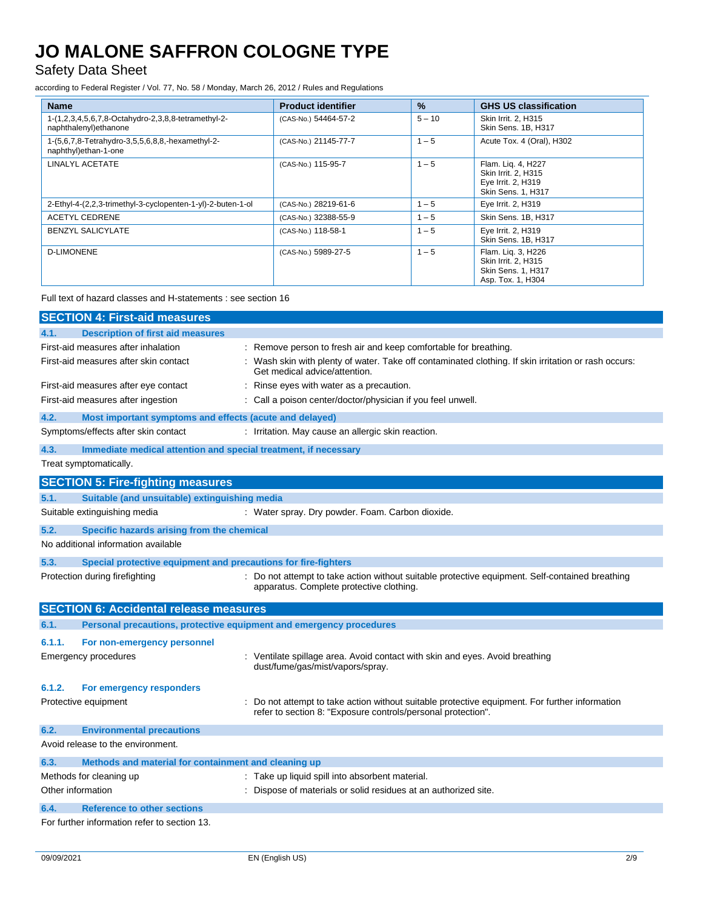| Name | Product identifier | % | GHS US classification |
|---|---|---|---|
| 1-(1,2,3,4,5,6,7,8-Octahydro-2,3,8,8-tetramethyl-2-naphthalenyl)ethanone | (CAS-No.) 54464-57-2 | 5 – 10 | Skin Irrit. 2, H315<br>Skin Sens. 1B, H317 |
| 1-(5,6,7,8-Tetrahydro-3,5,5,6,8,8,-hexamethyl-2-naphthyl)ethan-1-one | (CAS-No.) 21145-77-7 | 1 – 5 | Acute Tox. 4 (Oral), H302 |
| LINALYL ACETATE | (CAS-No.) 115-95-7 | 1 – 5 | Flam. Liq. 4, H227<br>Skin Irrit. 2, H315<br>Eye Irrit. 2, H319<br>Skin Sens. 1, H317 |
| 2-Ethyl-4-(2,2,3-trimethyl-3-cyclopenten-1-yl)-2-buten-1-ol | (CAS-No.) 28219-61-6 | 1 – 5 | Eye Irrit. 2, H319 |
| ACETYL CEDRENE | (CAS-No.) 32388-55-9 | 1 – 5 | Skin Sens. 1B, H317 |
| BENZYL SALICYLATE | (CAS-No.) 118-58-1 | 1 – 5 | Eye Irrit. 2, H319<br>Skin Sens. 1B, H317 |
| D-LIMONENE | (CAS-No.) 5989-27-5 | 1 – 5 | Flam. Liq. 3, H226<br>Skin Irrit. 2, H315<br>Skin Sens. 1, H317<br>Asp. Tox. 1, H304 |

Full text of hazard classes and H-statements : see section 16

## SECTION 4: First-aid measures

### 4.1. Description of first aid measures

First-aid measures after inhalation : Remove person to fresh air and keep comfortable for breathing.

First-aid measures after skin contact : Wash skin with plenty of water. Take off contaminated clothing. If skin irritation or rash occurs: Get medical advice/attention.

First-aid measures after eye contact : Rinse eyes with water as a precaution.

First-aid measures after ingestion : Call a poison center/doctor/physician if you feel unwell.

### 4.2. Most important symptoms and effects (acute and delayed)

Symptoms/effects after skin contact : Irritation. May cause an allergic skin reaction.

### 4.3. Immediate medical attention and special treatment, if necessary

Treat symptomatically.

## SECTION 5: Fire-fighting measures

### 5.1. Suitable (and unsuitable) extinguishing media

Suitable extinguishing media : Water spray. Dry powder. Foam. Carbon dioxide.

### 5.2. Specific hazards arising from the chemical

No additional information available

### 5.3. Special protective equipment and precautions for fire-fighters

Protection during firefighting : Do not attempt to take action without suitable protective equipment. Self-contained breathing apparatus. Complete protective clothing.

## SECTION 6: Accidental release measures

### 6.1. Personal precautions, protective equipment and emergency procedures

#### 6.1.1. For non-emergency personnel

Emergency procedures : Ventilate spillage area. Avoid contact with skin and eyes. Avoid breathing dust/fume/gas/mist/vapors/spray.

#### 6.1.2. For emergency responders

Protective equipment : Do not attempt to take action without suitable protective equipment. For further information refer to section 8: "Exposure controls/personal protection".

### 6.2. Environmental precautions

Avoid release to the environment.

### 6.3. Methods and material for containment and cleaning up

Methods for cleaning up : Take up liquid spill into absorbent material.

Other information : Dispose of materials or solid residues at an authorized site.

### 6.4. Reference to other sections

For further information refer to section 13.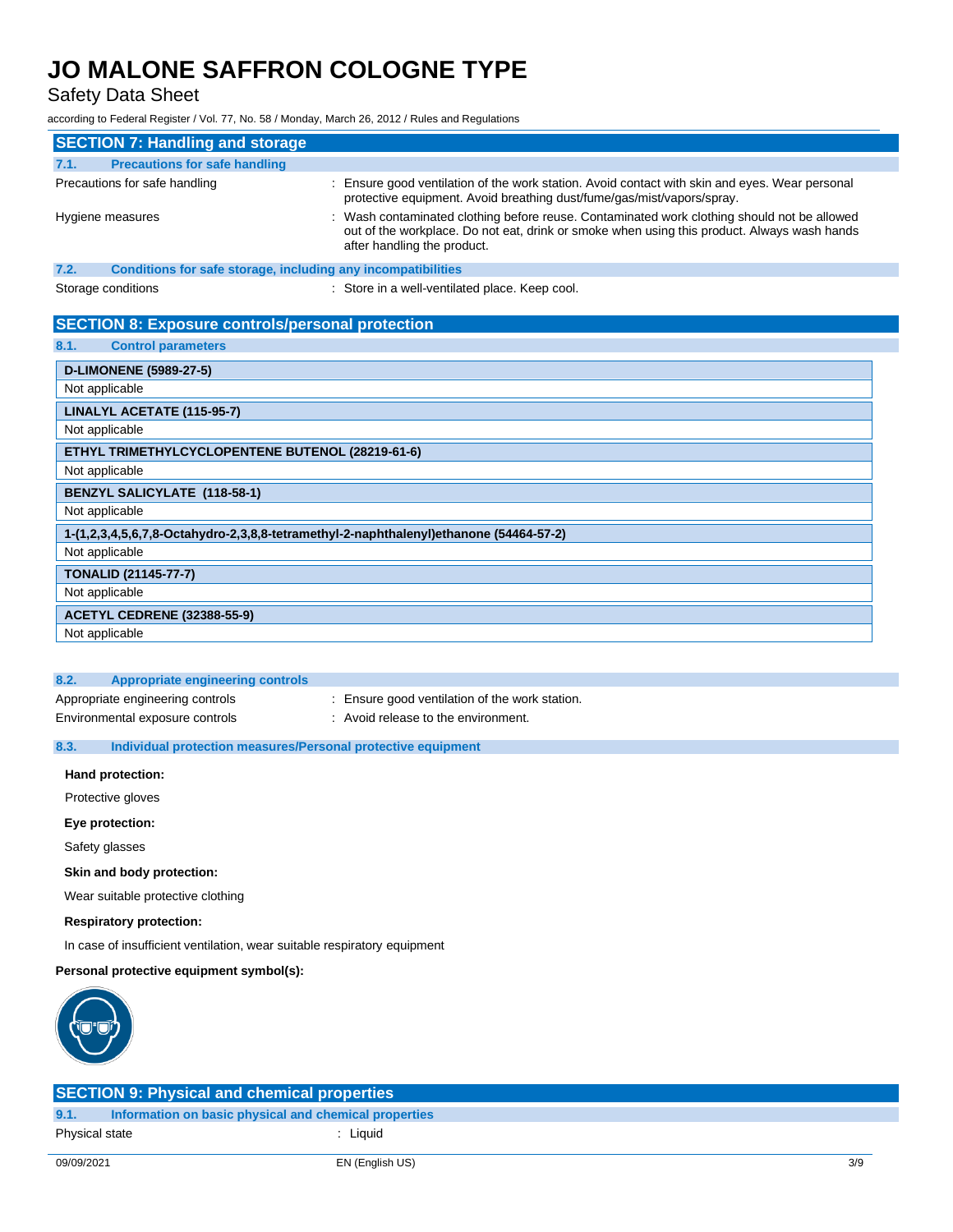## SECTION 7: Handling and storage

### 7.1. Precautions for safe handling

Precautions for safe handling : Ensure good ventilation of the work station. Avoid contact with skin and eyes. Wear personal protective equipment. Avoid breathing dust/fume/gas/mist/vapors/spray.

Hygiene measures : Wash contaminated clothing before reuse. Contaminated work clothing should not be allowed out of the workplace. Do not eat, drink or smoke when using this product. Always wash hands after handling the product.

### 7.2. Conditions for safe storage, including any incompatibilities

Storage conditions : Store in a well-ventilated place. Keep cool.

## SECTION 8: Exposure controls/personal protection

### 8.1. Control parameters

| **D-LIMONENE (5989-27-5)** |
|---|
| Not applicable |

| **LINALYL ACETATE (115-95-7)** |
|---|
| Not applicable |

| **ETHYL TRIMETHYLCYCLOPENTENE BUTENOL (28219-61-6)** |
|---|
| Not applicable |

| **BENZYL SALICYLATE (118-58-1)** |
|---|
| Not applicable |

| **1-(1,2,3,4,5,6,7,8-Octahydro-2,3,8,8-tetramethyl-2-naphthalenyl)ethanone (54464-57-2)** |
|---|
| Not applicable |

| **TONALID (21145-77-7)** |
|---|
| Not applicable |

| **ACETYL CEDRENE (32388-55-9)** |
|---|
| Not applicable |

### 8.2. Appropriate engineering controls

Appropriate engineering controls : Ensure good ventilation of the work station.

Environmental exposure controls : Avoid release to the environment.

### 8.3. Individual protection measures/Personal protective equipment

**Hand protection:**

Protective gloves

**Eye protection:**

Safety glasses

**Skin and body protection:**

Wear suitable protective clothing

**Respiratory protection:**

In case of insufficient ventilation, wear suitable respiratory equipment

**Personal protective equipment symbol(s):**

## SECTION 9: Physical and chemical properties

### 9.1. Information on basic physical and chemical properties

Physical state : Liquid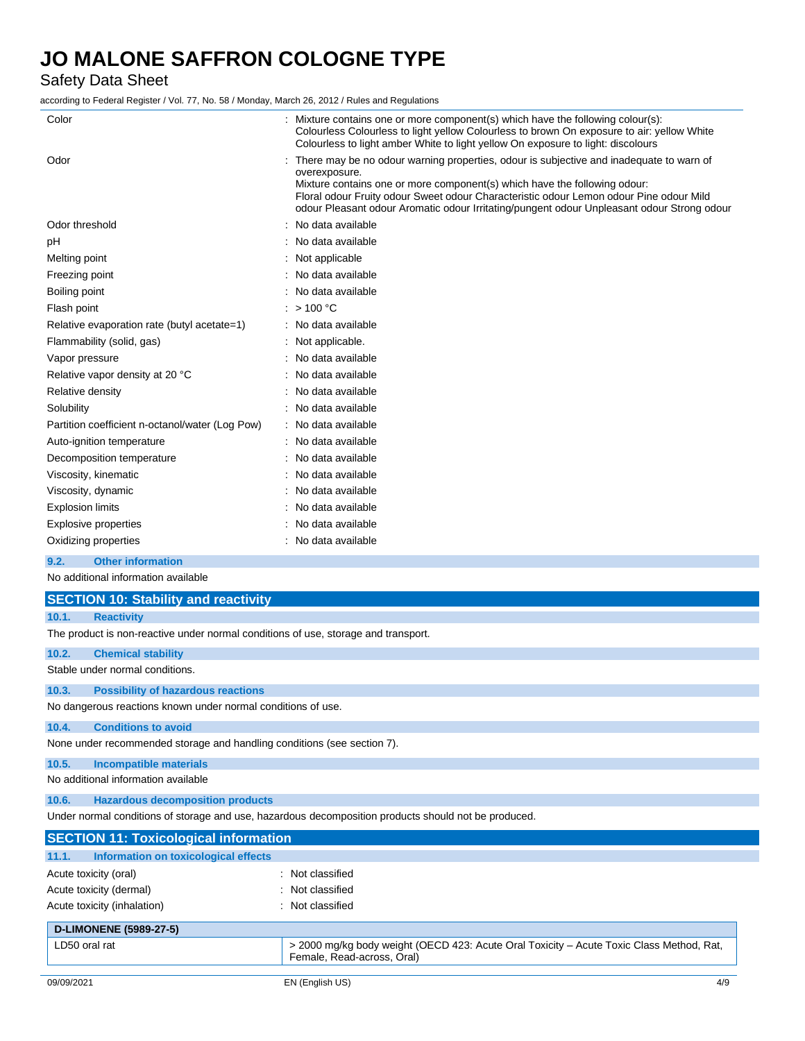| | |
|---|---|
| Color | : Mixture contains one or more component(s) which have the following colour(s): Colourless Colourless to light yellow Colourless to brown On exposure to air: yellow White Colourless to light amber White to light yellow On exposure to light: discolours |
| Odor | : There may be no odour warning properties, odour is subjective and inadequate to warn of overexposure. Mixture contains one or more component(s) which have the following odour: Floral odour Fruity odour Sweet odour Characteristic odour Lemon odour Pine odour Mild odour Pleasant odour Aromatic odour Irritating/pungent odour Unpleasant odour Strong odour |
| Odor threshold | : No data available |
| pH | : No data available |
| Melting point | : Not applicable |
| Freezing point | : No data available |
| Boiling point | : No data available |
| Flash point | : > 100 °C |
| Relative evaporation rate (butyl acetate=1) | : No data available |
| Flammability (solid, gas) | : Not applicable. |
| Vapor pressure | : No data available |
| Relative vapor density at 20 °C | : No data available |
| Relative density | : No data available |
| Solubility | : No data available |
| Partition coefficient n-octanol/water (Log Pow) | : No data available |
| Auto-ignition temperature | : No data available |
| Decomposition temperature | : No data available |
| Viscosity, kinematic | : No data available |
| Viscosity, dynamic | : No data available |
| Explosion limits | : No data available |
| Explosive properties | : No data available |
| Oxidizing properties | : No data available |

### 9.2. Other information

No additional information available

## SECTION 10: Stability and reactivity

### 10.1. Reactivity

The product is non-reactive under normal conditions of use, storage and transport.

### 10.2. Chemical stability

Stable under normal conditions.

### 10.3. Possibility of hazardous reactions

No dangerous reactions known under normal conditions of use.

### 10.4. Conditions to avoid

None under recommended storage and handling conditions (see section 7).

### 10.5. Incompatible materials

No additional information available

### 10.6. Hazardous decomposition products

Under normal conditions of storage and use, hazardous decomposition products should not be produced.

## SECTION 11: Toxicological information

### 11.1. Information on toxicological effects

| | |
|---|---|
| Acute toxicity (oral) | : Not classified |
| Acute toxicity (dermal) | : Not classified |
| Acute toxicity (inhalation) | : Not classified |

| D-LIMONENE (5989-27-5) | |
|---|---|
| LD50 oral rat | > 2000 mg/kg body weight (OECD 423: Acute Oral Toxicity – Acute Toxic Class Method, Rat, Female, Read-across, Oral) |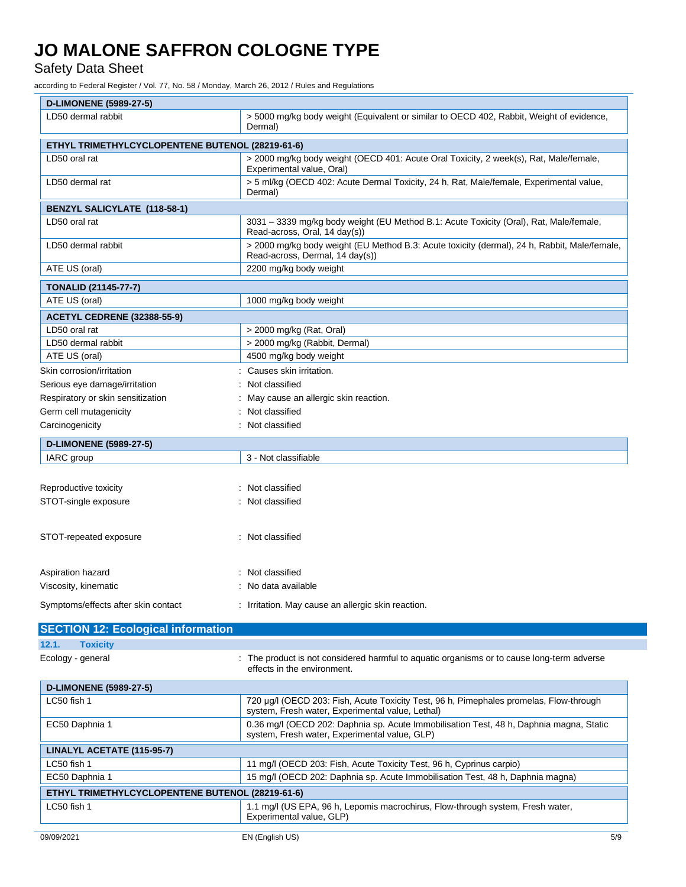| D-LIMONENE (5989-27-5) | |
|---|---|
| LD50 dermal rabbit | > 5000 mg/kg body weight (Equivalent or similar to OECD 402, Rabbit, Weight of evidence, Dermal) |

| ETHYL TRIMETHYLCYCLOPENTENE BUTENOL (28219-61-6) | |
|---|---|
| LD50 oral rat | > 2000 mg/kg body weight (OECD 401: Acute Oral Toxicity, 2 week(s), Rat, Male/female, Experimental value, Oral) |
| LD50 dermal rat | > 5 ml/kg (OECD 402: Acute Dermal Toxicity, 24 h, Rat, Male/female, Experimental value, Dermal) |

| BENZYL SALICYLATE (118-58-1) | |
|---|---|
| LD50 oral rat | 3031 – 3339 mg/kg body weight (EU Method B.1: Acute Toxicity (Oral), Rat, Male/female, Read-across, Oral, 14 day(s)) |
| LD50 dermal rabbit | > 2000 mg/kg body weight (EU Method B.3: Acute toxicity (dermal), 24 h, Rabbit, Male/female, Read-across, Dermal, 14 day(s)) |
| ATE US (oral) | 2200 mg/kg body weight |

| TONALID (21145-77-7) | |
|---|---|
| ATE US (oral) | 1000 mg/kg body weight |

| ACETYL CEDRENE (32388-55-9) | |
|---|---|
| LD50 oral rat | > 2000 mg/kg (Rat, Oral) |
| LD50 dermal rabbit | > 2000 mg/kg (Rabbit, Dermal) |
| ATE US (oral) | 4500 mg/kg body weight |

Skin corrosion/irritation : Causes skin irritation.

Serious eye damage/irritation : Not classified

Respiratory or skin sensitization : May cause an allergic skin reaction.

Germ cell mutagenicity : Not classified

Carcinogenicity : Not classified

| D-LIMONENE (5989-27-5) | |
|---|---|
| IARC group | 3 - Not classifiable |

Reproductive toxicity : Not classified

STOT-single exposure : Not classified

STOT-repeated exposure : Not classified

Aspiration hazard : Not classified

Viscosity, kinematic : No data available

Symptoms/effects after skin contact : Irritation. May cause an allergic skin reaction.

## SECTION 12: Ecological information

### 12.1. Toxicity

Ecology - general : The product is not considered harmful to aquatic organisms or to cause long-term adverse effects in the environment.

| D-LIMONENE (5989-27-5) | |
|---|---|
| LC50 fish 1 | 720 µg/l (OECD 203: Fish, Acute Toxicity Test, 96 h, Pimephales promelas, Flow-through system, Fresh water, Experimental value, Lethal) |
| EC50 Daphnia 1 | 0.36 mg/l (OECD 202: Daphnia sp. Acute Immobilisation Test, 48 h, Daphnia magna, Static system, Fresh water, Experimental value, GLP) |

| LINALYL ACETATE (115-95-7) | |
|---|---|
| LC50 fish 1 | 11 mg/l (OECD 203: Fish, Acute Toxicity Test, 96 h, Cyprinus carpio) |
| EC50 Daphnia 1 | 15 mg/l (OECD 202: Daphnia sp. Acute Immobilisation Test, 48 h, Daphnia magna) |

| ETHYL TRIMETHYLCYCLOPENTENE BUTENOL (28219-61-6) | |
|---|---|
| LC50 fish 1 | 1.1 mg/l (US EPA, 96 h, Lepomis macrochirus, Flow-through system, Fresh water, Experimental value, GLP) |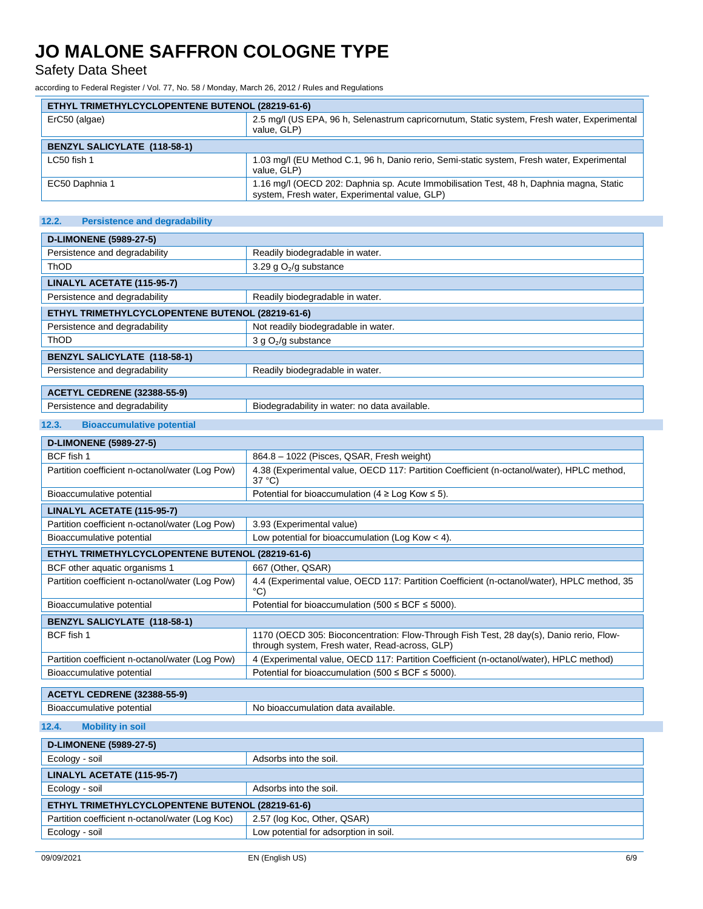| ETHYL TRIMETHYLCYCLOPENTENE BUTENOL (28219-61-6) | |
|---|---|
| ErC50 (algae) | 2.5 mg/l (US EPA, 96 h, Selenastrum capricornutum, Static system, Fresh water, Experimental value, GLP) |

| BENZYL SALICYLATE (118-58-1) | |
|---|---|
| LC50 fish 1 | 1.03 mg/l (EU Method C.1, 96 h, Danio rerio, Semi-static system, Fresh water, Experimental value, GLP) |
| EC50 Daphnia 1 | 1.16 mg/l (OECD 202: Daphnia sp. Acute Immobilisation Test, 48 h, Daphnia magna, Static system, Fresh water, Experimental value, GLP) |

### 12.2. Persistence and degradability

| D-LIMONENE (5989-27-5) | |
|---|---|
| Persistence and degradability | Readily biodegradable in water. |
| ThOD | 3.29 g $O_2$/g substance |

| LINALYL ACETATE (115-95-7) | |
|---|---|
| Persistence and degradability | Readily biodegradable in water. |

| ETHYL TRIMETHYLCYCLOPENTENE BUTENOL (28219-61-6) | |
|---|---|
| Persistence and degradability | Not readily biodegradable in water. |
| ThOD | 3 g $O_2$/g substance |

| BENZYL SALICYLATE (118-58-1) | |
|---|---|
| Persistence and degradability | Readily biodegradable in water. |

| ACETYL CEDRENE (32388-55-9) | |
|---|---|
| Persistence and degradability | Biodegradability in water: no data available. |

### 12.3. Bioaccumulative potential

| D-LIMONENE (5989-27-5) | |
|---|---|
| BCF fish 1 | 864.8 – 1022 (Pisces, QSAR, Fresh weight) |
| Partition coefficient n-octanol/water (Log Pow) | 4.38 (Experimental value, OECD 117: Partition Coefficient (n-octanol/water), HPLC method, 37 °C) |
| Bioaccumulative potential | Potential for bioaccumulation (4 ≥ Log Kow ≤ 5). |

| LINALYL ACETATE (115-95-7) | |
|---|---|
| Partition coefficient n-octanol/water (Log Pow) | 3.93 (Experimental value) |
| Bioaccumulative potential | Low potential for bioaccumulation (Log Kow < 4). |

| ETHYL TRIMETHYLCYCLOPENTENE BUTENOL (28219-61-6) | |
|---|---|
| BCF other aquatic organisms 1 | 667 (Other, QSAR) |
| Partition coefficient n-octanol/water (Log Pow) | 4.4 (Experimental value, OECD 117: Partition Coefficient (n-octanol/water), HPLC method, 35 °C) |
| Bioaccumulative potential | Potential for bioaccumulation (500 ≤ BCF ≤ 5000). |

| BENZYL SALICYLATE (118-58-1) | |
|---|---|
| BCF fish 1 | 1170 (OECD 305: Bioconcentration: Flow-Through Fish Test, 28 day(s), Danio rerio, Flow-through system, Fresh water, Read-across, GLP) |
| Partition coefficient n-octanol/water (Log Pow) | 4 (Experimental value, OECD 117: Partition Coefficient (n-octanol/water), HPLC method) |
| Bioaccumulative potential | Potential for bioaccumulation (500 ≤ BCF ≤ 5000). |

| ACETYL CEDRENE (32388-55-9) | |
|---|---|
| Bioaccumulative potential | No bioaccumulation data available. |

### 12.4. Mobility in soil

| D-LIMONENE (5989-27-5) | |
|---|---|
| Ecology - soil | Adsorbs into the soil. |

| LINALYL ACETATE (115-95-7) | |
|---|---|
| Ecology - soil | Adsorbs into the soil. |

| ETHYL TRIMETHYLCYCLOPENTENE BUTENOL (28219-61-6) | |
|---|---|
| Partition coefficient n-octanol/water (Log Koc) | 2.57 (log Koc, Other, QSAR) |
| Ecology - soil | Low potential for adsorption in soil. |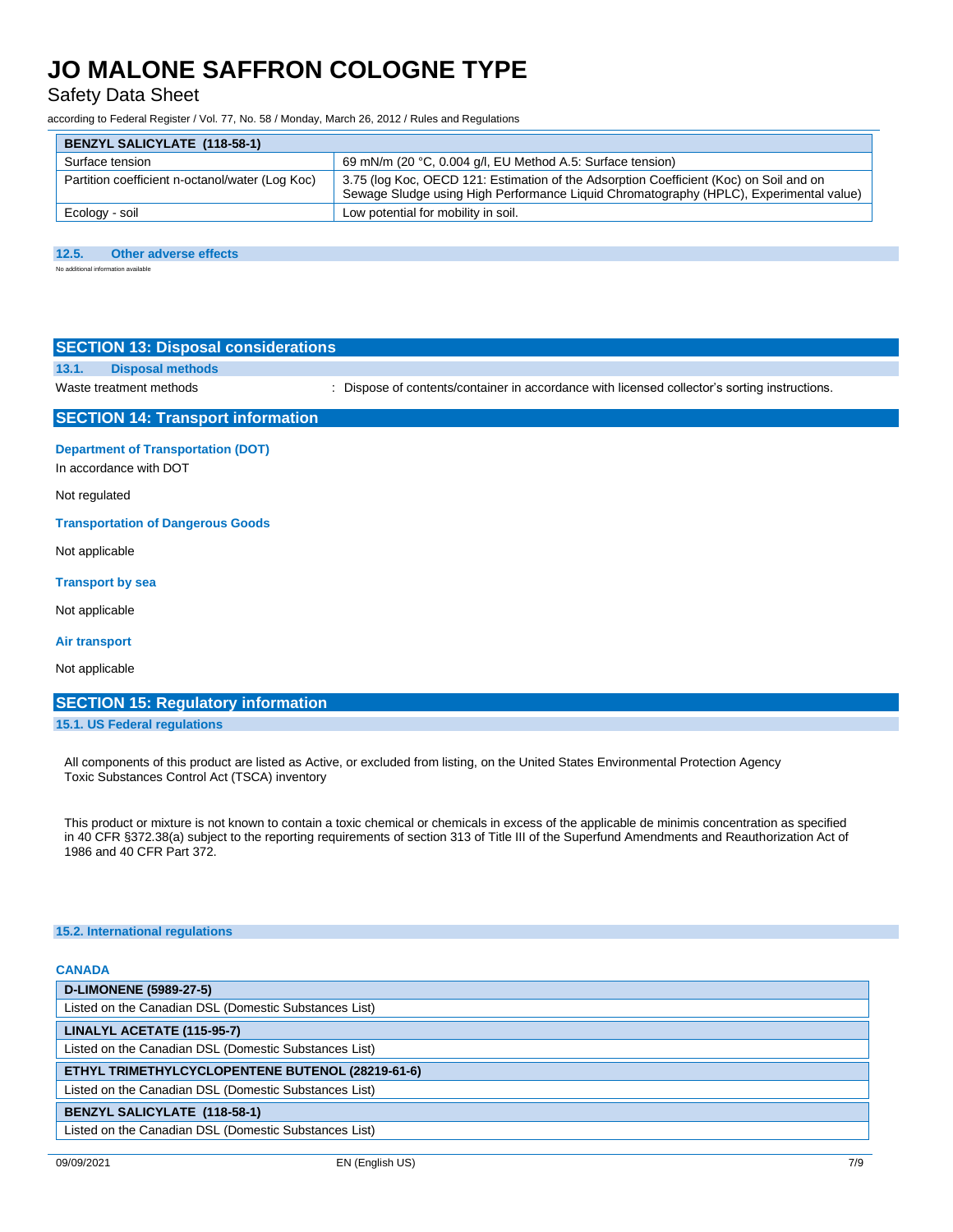| BENZYL SALICYLATE (118-58-1) | |
|---|---|
| Surface tension | 69 mN/m (20 °C, 0.004 g/l, EU Method A.5: Surface tension) |
| Partition coefficient n-octanol/water (Log Koc) | 3.75 (log Koc, OECD 121: Estimation of the Adsorption Coefficient (Koc) on Soil and on Sewage Sludge using High Performance Liquid Chromatography (HPLC), Experimental value) |
| Ecology - soil | Low potential for mobility in soil. |

### 12.5. Other adverse effects

No additional information available

## SECTION 13: Disposal considerations

### 13.1. Disposal methods

Waste treatment methods : Dispose of contents/container in accordance with licensed collector's sorting instructions.

## SECTION 14: Transport information

**Department of Transportation (DOT)**

In accordance with DOT

Not regulated

**Transportation of Dangerous Goods**

Not applicable

**Transport by sea**

Not applicable

**Air transport**

Not applicable

## SECTION 15: Regulatory information

### 15.1. US Federal regulations

All components of this product are listed as Active, or excluded from listing, on the United States Environmental Protection Agency Toxic Substances Control Act (TSCA) inventory

This product or mixture is not known to contain a toxic chemical or chemicals in excess of the applicable de minimis concentration as specified in 40 CFR §372.38(a) subject to the reporting requirements of section 313 of Title III of the Superfund Amendments and Reauthorization Act of 1986 and 40 CFR Part 372.

### 15.2. International regulations

**CANADA**

| D-LIMONENE (5989-27-5) |
|---|
| Listed on the Canadian DSL (Domestic Substances List) |

| LINALYL ACETATE (115-95-7) |
|---|
| Listed on the Canadian DSL (Domestic Substances List) |

| ETHYL TRIMETHYLCYCLOPENTENE BUTENOL (28219-61-6) |
|---|
| Listed on the Canadian DSL (Domestic Substances List) |

| BENZYL SALICYLATE (118-58-1) |
|---|
| Listed on the Canadian DSL (Domestic Substances List) |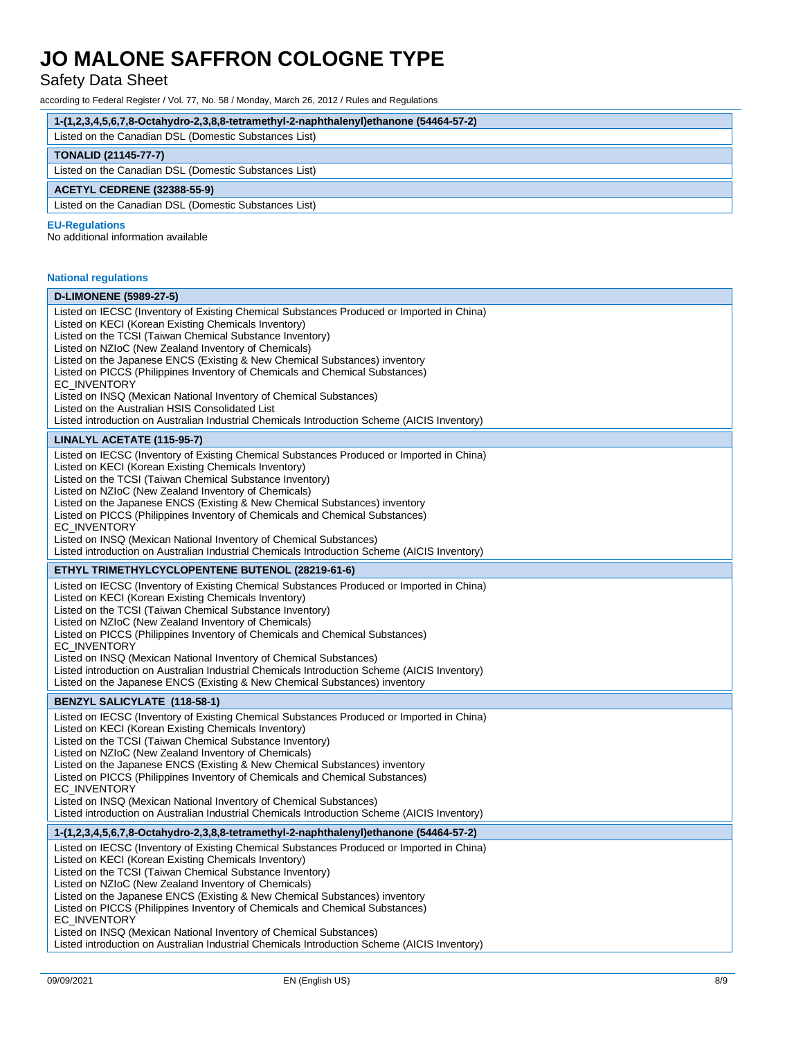| 1-(1,2,3,4,5,6,7,8-Octahydro-2,3,8,8-tetramethyl-2-naphthalenyl)ethanone (54464-57-2) |
|---|
| Listed on the Canadian DSL (Domestic Substances List) |

| TONALID (21145-77-7) |
|---|
| Listed on the Canadian DSL (Domestic Substances List) |

| ACETYL CEDRENE (32388-55-9) |
|---|
| Listed on the Canadian DSL (Domestic Substances List) |

#### EU-Regulations

No additional information available

#### National regulations

| D-LIMONENE (5989-27-5) |
|---|
| Listed on IECSC (Inventory of Existing Chemical Substances Produced or Imported in China)<br>Listed on KECI (Korean Existing Chemicals Inventory)<br>Listed on the TCSI (Taiwan Chemical Substance Inventory)<br>Listed on NZIoC (New Zealand Inventory of Chemicals)<br>Listed on the Japanese ENCS (Existing & New Chemical Substances) inventory<br>Listed on PICCS (Philippines Inventory of Chemicals and Chemical Substances)<br>EC_INVENTORY<br>Listed on INSQ (Mexican National Inventory of Chemical Substances)<br>Listed on the Australian HSIS Consolidated List<br>Listed introduction on Australian Industrial Chemicals Introduction Scheme (AICIS Inventory) |

| LINALYL ACETATE (115-95-7) |
|---|
| Listed on IECSC (Inventory of Existing Chemical Substances Produced or Imported in China)<br>Listed on KECI (Korean Existing Chemicals Inventory)<br>Listed on the TCSI (Taiwan Chemical Substance Inventory)<br>Listed on NZIoC (New Zealand Inventory of Chemicals)<br>Listed on the Japanese ENCS (Existing & New Chemical Substances) inventory<br>Listed on PICCS (Philippines Inventory of Chemicals and Chemical Substances)<br>EC_INVENTORY<br>Listed on INSQ (Mexican National Inventory of Chemical Substances)<br>Listed introduction on Australian Industrial Chemicals Introduction Scheme (AICIS Inventory) |

| ETHYL TRIMETHYLCYCLOPENTENE BUTENOL (28219-61-6) |
|---|
| Listed on IECSC (Inventory of Existing Chemical Substances Produced or Imported in China)<br>Listed on KECI (Korean Existing Chemicals Inventory)<br>Listed on the TCSI (Taiwan Chemical Substance Inventory)<br>Listed on NZIoC (New Zealand Inventory of Chemicals)<br>Listed on PICCS (Philippines Inventory of Chemicals and Chemical Substances)<br>EC_INVENTORY<br>Listed on INSQ (Mexican National Inventory of Chemical Substances)<br>Listed introduction on Australian Industrial Chemicals Introduction Scheme (AICIS Inventory)<br>Listed on the Japanese ENCS (Existing & New Chemical Substances) inventory |

| BENZYL SALICYLATE (118-58-1) |
|---|
| Listed on IECSC (Inventory of Existing Chemical Substances Produced or Imported in China)<br>Listed on KECI (Korean Existing Chemicals Inventory)<br>Listed on the TCSI (Taiwan Chemical Substance Inventory)<br>Listed on NZIoC (New Zealand Inventory of Chemicals)<br>Listed on the Japanese ENCS (Existing & New Chemical Substances) inventory<br>Listed on PICCS (Philippines Inventory of Chemicals and Chemical Substances)<br>EC_INVENTORY<br>Listed on INSQ (Mexican National Inventory of Chemical Substances)<br>Listed introduction on Australian Industrial Chemicals Introduction Scheme (AICIS Inventory) |

| 1-(1,2,3,4,5,6,7,8-Octahydro-2,3,8,8-tetramethyl-2-naphthalenyl)ethanone (54464-57-2) |
|---|
| Listed on IECSC (Inventory of Existing Chemical Substances Produced or Imported in China)<br>Listed on KECI (Korean Existing Chemicals Inventory)<br>Listed on the TCSI (Taiwan Chemical Substance Inventory)<br>Listed on NZIoC (New Zealand Inventory of Chemicals)<br>Listed on the Japanese ENCS (Existing & New Chemical Substances) inventory<br>Listed on PICCS (Philippines Inventory of Chemicals and Chemical Substances)<br>EC_INVENTORY<br>Listed on INSQ (Mexican National Inventory of Chemical Substances)<br>Listed introduction on Australian Industrial Chemicals Introduction Scheme (AICIS Inventory) |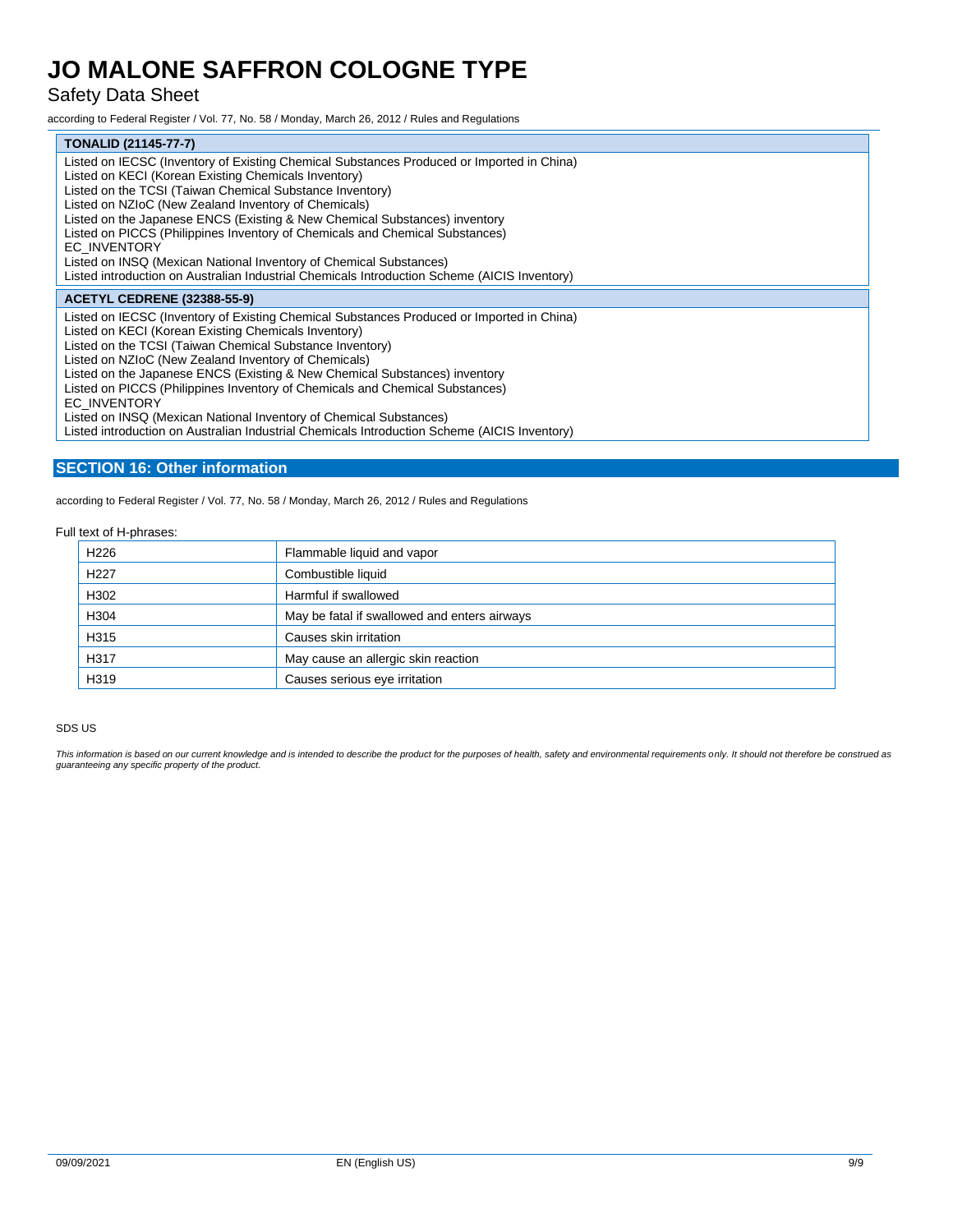| TONALID (21145-77-7) |
| --- |
| Listed on IECSC (Inventory of Existing Chemical Substances Produced or Imported in China)<br>Listed on KECI (Korean Existing Chemicals Inventory)<br>Listed on the TCSI (Taiwan Chemical Substance Inventory)<br>Listed on NZIoC (New Zealand Inventory of Chemicals)<br>Listed on the Japanese ENCS (Existing & New Chemical Substances) inventory<br>Listed on PICCS (Philippines Inventory of Chemicals and Chemical Substances)<br>EC_INVENTORY<br>Listed on INSQ (Mexican National Inventory of Chemical Substances)<br>Listed introduction on Australian Industrial Chemicals Introduction Scheme (AICIS Inventory) |

| ACETYL CEDRENE (32388-55-9) |
| --- |
| Listed on IECSC (Inventory of Existing Chemical Substances Produced or Imported in China)<br>Listed on KECI (Korean Existing Chemicals Inventory)<br>Listed on the TCSI (Taiwan Chemical Substance Inventory)<br>Listed on NZIoC (New Zealand Inventory of Chemicals)<br>Listed on the Japanese ENCS (Existing & New Chemical Substances) inventory<br>Listed on PICCS (Philippines Inventory of Chemicals and Chemical Substances)<br>EC_INVENTORY<br>Listed on INSQ (Mexican National Inventory of Chemical Substances)<br>Listed introduction on Australian Industrial Chemicals Introduction Scheme (AICIS Inventory) |

## SECTION 16: Other information

according to Federal Register / Vol. 77, No. 58 / Monday, March 26, 2012 / Rules and Regulations

Full text of H-phrases:

| | |
| --- | --- |
| H226 | Flammable liquid and vapor |
| H227 | Combustible liquid |
| H302 | Harmful if swallowed |
| H304 | May be fatal if swallowed and enters airways |
| H315 | Causes skin irritation |
| H317 | May cause an allergic skin reaction |
| H319 | Causes serious eye irritation |

SDS US

*This information is based on our current knowledge and is intended to describe the product for the purposes of health, safety and environmental requirements only. It should not therefore be construed as guaranteeing any specific property of the product.*